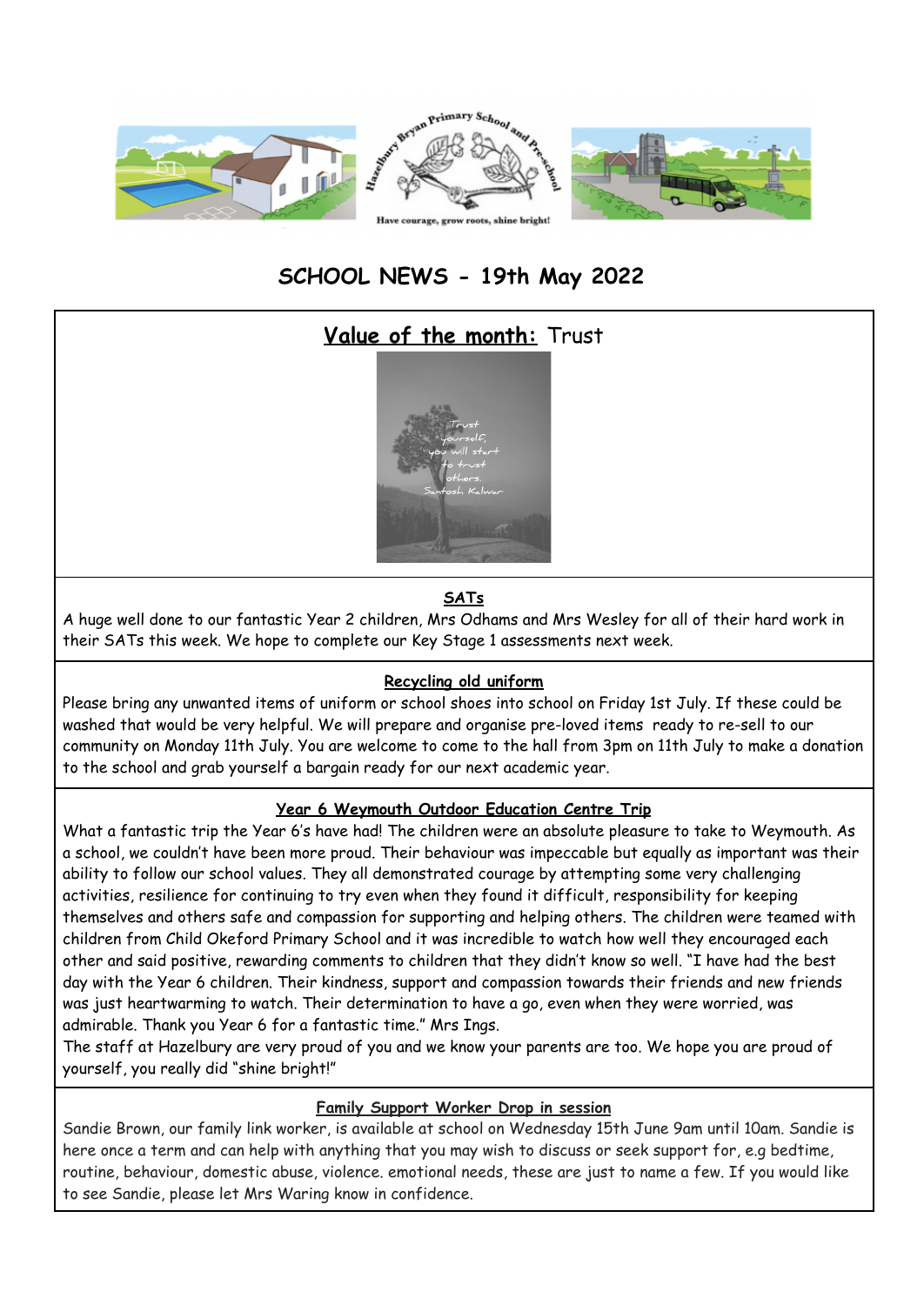# SCHOOL NEWS - 19th May 2022

## **Value of the month:** Trust

### SATs

A huge well done to our fantastic Year 2 children, Mrs Odhams and Mrs Wesley for all of their hard work in their SATs this week. We hope to complete our Key Stage 1 assessments next week.

### Recycling old uniform

Please bring any unwanted items of uniform or school shoes into school on Friday 1st July. If these could be washed that would be very helpful. We will prepare and organise pre-loved items ready to re-sell to our community on Monday 11th July. You are welcome to come to the hall from 3pm on 11th July to make a donation to the school and grab yourself a bargain ready for our next academic year.

### Year 6 Weymouth Outdoor Education Centre Trip

What a fantastic trip the Year 6's have had! The children were an absolute pleasure to take to Weymouth. As a school, we couldn't have been more proud. Their behaviour was impeccable but equally as important was their ability to follow our school values. They all demonstrated courage by attempting some very challenging activities, resilience for continuing to try even when they found it difficult, responsibility for keeping themselves and others safe and compassion for supporting and helping others. The children were teamed with children from Child Okeford Primary School and it was incredible to watch how well they encouraged each other and said positive, rewarding comments to children that they didn't know so well. "I have had the best day with the Year 6 children. Their kindness, support and compassion towards their friends and new friends was just heartwarming to watch. Their determination to have a go, even when they were worried, was admirable. Thank you Year 6 for a fantastic time." Mrs Ings.

The staff at Hazelbury are very proud of you and we know your parents are too. We hope you are proud of yourself, you really did "shine bright!"

### Family Support Worker Drop in session

Sandie Brown, our family link worker, is available at school on Wednesday 15th June 9am until 10am. Sandie is here once a term and can help with anything that you may wish to discuss or seek support for, e.g bedtime, routine, behaviour, domestic abuse, violence. emotional needs, these are just to name a few. If you would like to see Sandie, please let Mrs Waring know in confidence.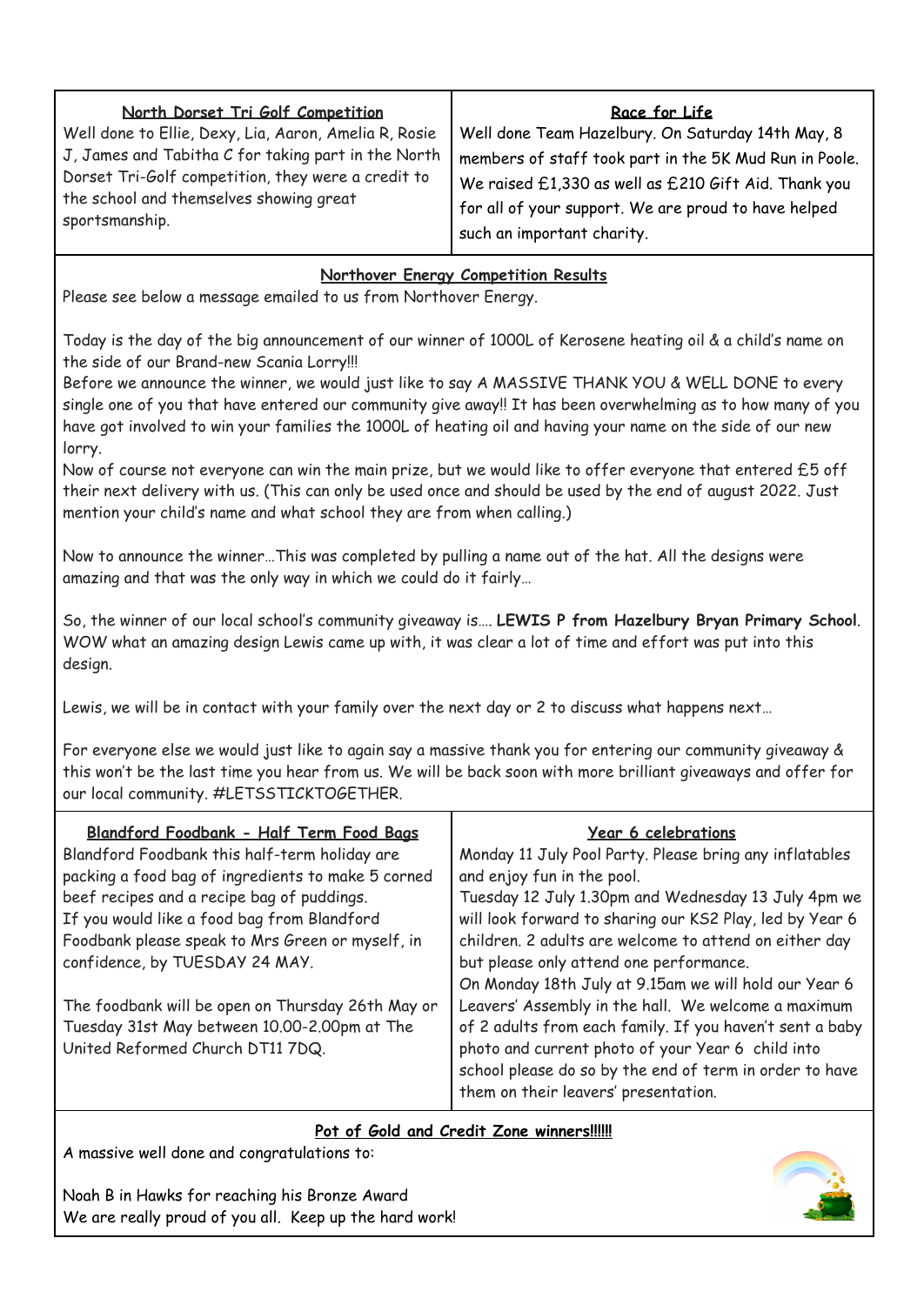## North Dorset Tri Golf Competition

Well done to Ellie, Dexy, Lia, Aaron, Amelia R, Rosie J, James and Tabitha C for taking part in the North Dorset Tri-Golf competition, they were a credit to the school and themselves showing great sportsmanship.

## Race for Life

Well done Team Hazelbury. On Saturday 14th May, 8 members of staff took part in the 5K Mud Run in Poole. We raised £1,330 as well as £210 Gift Aid. Thank you for all of your support. We are proud to have helped such an important charity.

## Northover Energy Competition Results

Please see below a message emailed to us from Northover Energy.

Today is the day of the big announcement of our winner of 1000L of Kerosene heating oil & a child's name on the side of our Brand-new Scania Lorry!!!

Before we announce the winner, we would just like to say A MASSIVE THANK YOU & WELL DONE to every single one of you that have entered our community give away!! It has been overwhelming as to how many of you have got involved to win your families the 1000L of heating oil and having your name on the side of our new lorry.

Now of course not everyone can win the main prize, but we would like to offer everyone that entered £5 off their next delivery with us. (This can only be used once and should be used by the end of august 2022. Just mention your child's name and what school they are from when calling.)

Now to announce the winner…This was completed by pulling a name out of the hat. All the designs were amazing and that was the only way in which we could do it fairly…

So, the winner of our local school's community giveaway is…. **LEWIS P from Hazelbury Bryan Primary School**. WOW what an amazing design Lewis came up with, it was clear a lot of time and effort was put into this design.

Lewis, we will be in contact with your family over the next day or 2 to discuss what happens next…

For everyone else we would just like to again say a massive thank you for entering our community giveaway & this won't be the last time you hear from us. We will be back soon with more brilliant giveaways and offer for our local community. #LETSSTICKTOGETHER.

## Blandford Foodbank - Half Term Food Bags

Blandford Foodbank this half-term holiday are packing a food bag of ingredients to make 5 corned beef recipes and a recipe bag of puddings.
If you would like a food bag from Blandford Foodbank please speak to Mrs Green or myself, in confidence, by TUESDAY 24 MAY.

The foodbank will be open on Thursday 26th May or Tuesday 31st May between 10.00-2.00pm at The United Reformed Church DT11 7DQ.

## Year 6 celebrations

Monday 11 July Pool Party. Please bring any inflatables and enjoy fun in the pool.
Tuesday 12 July 1.30pm and Wednesday 13 July 4pm we will look forward to sharing our KS2 Play, led by Year 6 children. 2 adults are welcome to attend on either day but please only attend one performance.
On Monday 18th July at 9.15am we will hold our Year 6 Leavers' Assembly in the hall. We welcome a maximum of 2 adults from each family. If you haven't sent a baby photo and current photo of your Year 6 child into school please do so by the end of term in order to have them on their leavers' presentation.

## Pot of Gold and Credit Zone winners!!!!!!

A massive well done and congratulations to:

Noah B in Hawks for reaching his Bronze Award
We are really proud of you all. Keep up the hard work!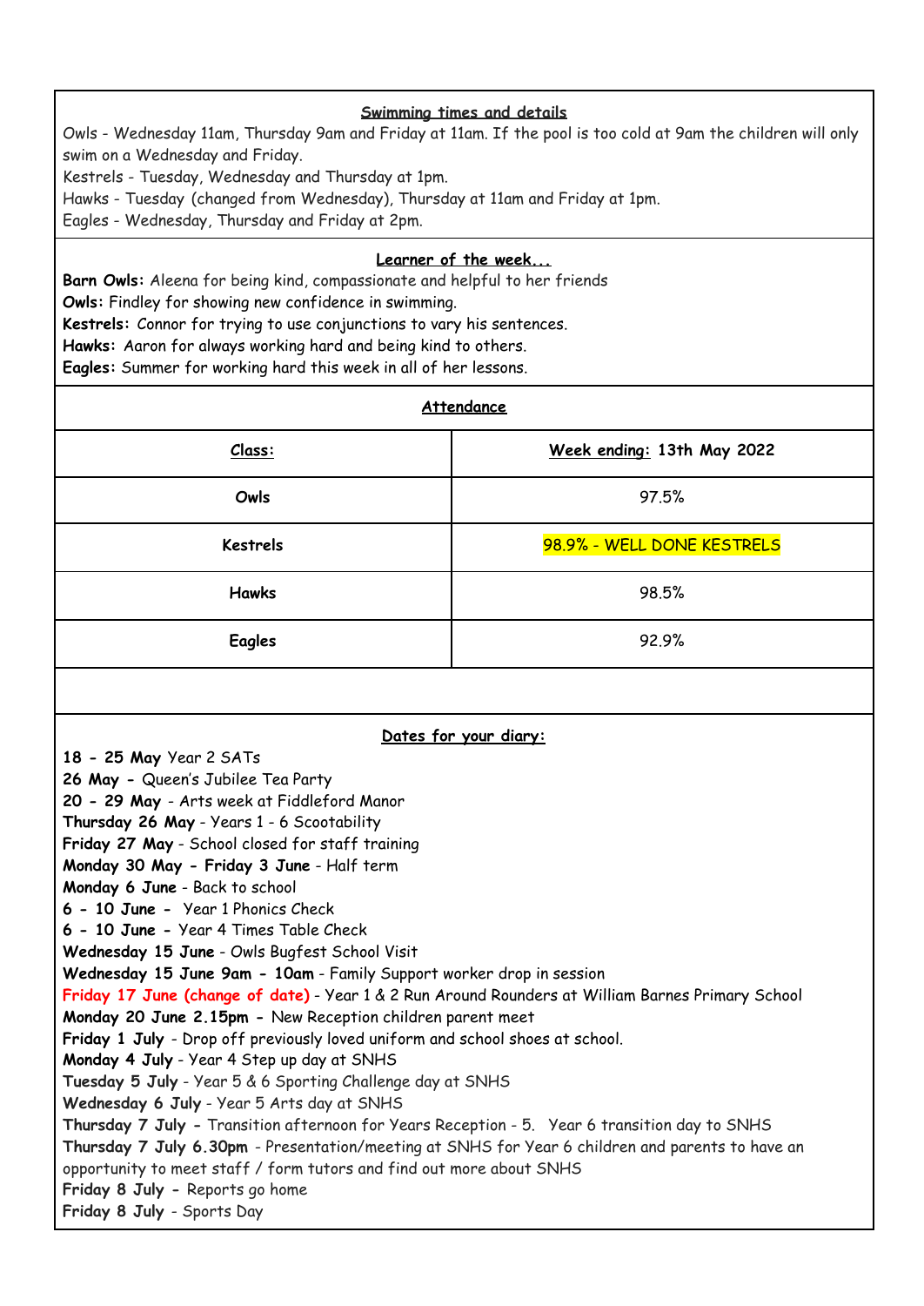## Swimming times and details

Owls - Wednesday 11am, Thursday 9am and Friday at 11am. If the pool is too cold at 9am the children will only swim on a Wednesday and Friday.

Kestrels - Tuesday, Wednesday and Thursday at 1pm.

Hawks - Tuesday (changed from Wednesday), Thursday at 11am and Friday at 1pm.

Eagles - Wednesday, Thursday and Friday at 2pm.

## Learner of the week...

**Barn Owls:** Aleena for being kind, compassionate and helpful to her friends

**Owls:** Findley for showing new confidence in swimming.

**Kestrels:** Connor for trying to use conjunctions to vary his sentences.

**Hawks:** Aaron for always working hard and being kind to others.

**Eagles:** Summer for working hard this week in all of her lessons.

## Attendance

| Class: | Week ending: 13th May 2022 |
|---|---|
| Owls | 97.5% |
| Kestrels | 98.9% - WELL DONE KESTRELS |
| Hawks | 98.5% |
| Eagles | 92.9% |

## Dates for your diary:

**18 - 25 May** Year 2 SATs

**26 May -** Queen's Jubilee Tea Party

**20 - 29 May** - Arts week at Fiddleford Manor

**Thursday 26 May** - Years 1 - 6 Scootability

**Friday 27 May** - School closed for staff training

**Monday 30 May - Friday 3 June** - Half term

**Monday 6 June** - Back to school

**6 - 10 June -** Year 1 Phonics Check

**6 - 10 June -** Year 4 Times Table Check

**Wednesday 15 June** - Owls Bugfest School Visit

**Wednesday 15 June 9am - 10am** - Family Support worker drop in session

**Friday 17 June (change of date)** - Year 1 & 2 Run Around Rounders at William Barnes Primary School

**Monday 20 June 2.15pm -** New Reception children parent meet

**Friday 1 July** - Drop off previously loved uniform and school shoes at school.

**Monday 4 July** - Year 4 Step up day at SNHS

**Tuesday 5 July** - Year 5 & 6 Sporting Challenge day at SNHS

**Wednesday 6 July** - Year 5 Arts day at SNHS

**Thursday 7 July -** Transition afternoon for Years Reception - 5. Year 6 transition day to SNHS

**Thursday 7 July 6.30pm** - Presentation/meeting at SNHS for Year 6 children and parents to have an opportunity to meet staff / form tutors and find out more about SNHS

**Friday 8 July -** Reports go home

**Friday 8 July** - Sports Day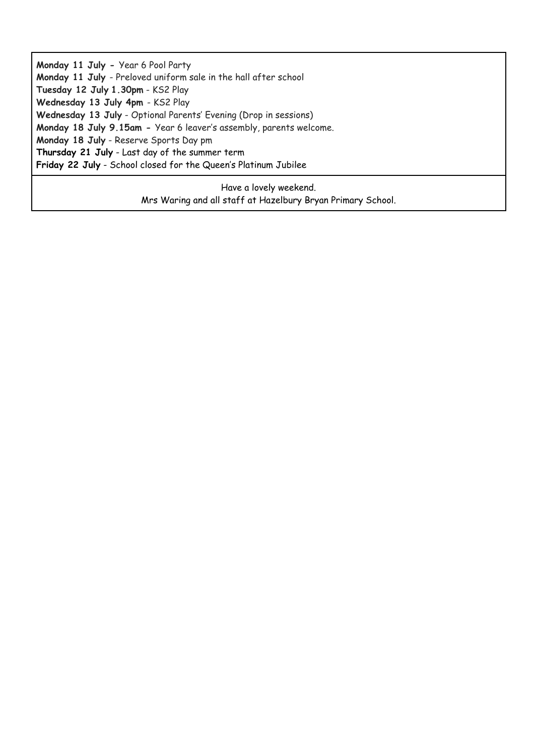**Monday 11 July -** Year 6 Pool Party
**Monday 11 July** - Preloved uniform sale in the hall after school
**Tuesday 12 July 1.30pm** - KS2 Play
**Wednesday 13 July 4pm** - KS2 Play
**Wednesday 13 July** - Optional Parents' Evening (Drop in sessions)
**Monday 18 July 9.15am -** Year 6 leaver's assembly, parents welcome.
**Monday 18 July** - Reserve Sports Day pm
**Thursday 21 July** - Last day of the summer term
**Friday 22 July** - School closed for the Queen's Platinum Jubilee

Have a lovely weekend.
Mrs Waring and all staff at Hazelbury Bryan Primary School.